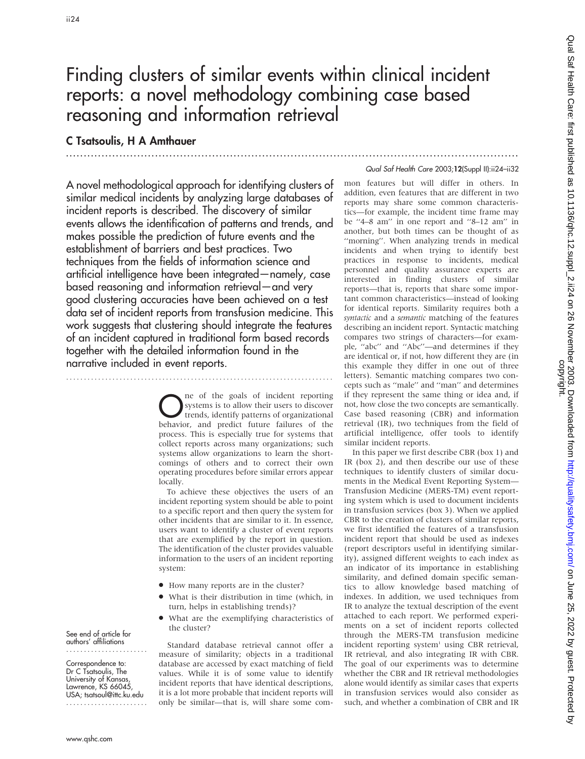# Finding clusters of similar events within clinical incident reports: a novel methodology combining case based reasoning and information retrieval

**C Tsatsoulis, H A Amthauer**

A novel methodological approach for identifying clusters of similar medical incidents by analyzing large databases of incident reports is described. The discovery of similar events allows the identification of patterns and trends, and makes possible the prediction of future events and the establishment of barriers and best practices. Two techniques from the fields of information science and artificial intelligence have been integrated—namely, case based reasoning and information retrieval—and very good clustering accuracies have been achieved on a test data set of incident reports from transfusion medicine. This work suggests that clustering should integrate the features of an incident captured in traditional form based records together with the detailed information found in the narrative included in event reports.

See end of article for authors' affiliations

Correspondence to: Dr C Tsatsoulis, The University of Kansas, Lawrence, KS 66045, USA; tsatsoul@ittc.ku.edu

One of the goals of incident reporting systems is to allow their users to discover trends, identify patterns of organizational behavior, and predict future failures of the process. This is especially true for systems that collect reports across many organizations; such systems allow organizations to learn the shortcomings of others and to correct their own operating procedures before similar errors appear locally.

To achieve these objectives the users of an incident reporting system should be able to point to a specific report and then query the system for other incidents that are similar to it. In essence, users want to identify a cluster of event reports that are exemplified by the report in question. The identification of the cluster provides valuable information to the users of an incident reporting system:

- How many reports are in the cluster?
- What is their distribution in time (which, in turn, helps in establishing trends)?
- What are the exemplifying characteristics of the cluster?

Standard database retrieval cannot offer a measure of similarity; objects in a traditional database are accessed by exact matching of field values. While it is of some value to identify incident reports that have identical descriptions, it is a lot more probable that incident reports will only be similar—that is, will share some common features but will differ in others. In addition, even features that are different in two reports may share some common characteristics—for example, the incident time frame may be "4–8 am" in one report and "8–12 am" in another, but both times can be thought of as "morning". When analyzing trends in medical incidents and when trying to identify best practices in response to incidents, medical personnel and quality assurance experts are interested in finding clusters of similar reports—that is, reports that share some important common characteristics—instead of looking for identical reports. Similarity requires both a *syntactic* and a *semantic* matching of the features describing an incident report. Syntactic matching compares two strings of characters—for example, "abc" and "Abc"—and determines if they are identical or, if not, how different they are (in this example they differ in one out of three letters). Semantic matching compares two concepts such as "male" and "man" and determines if they represent the same thing or idea and, if not, how close the two concepts are semantically. Case based reasoning (CBR) and information retrieval (IR), two techniques from the field of artificial intelligence, offer tools to identify similar incident reports.

In this paper we first describe CBR (box 1) and IR (box 2), and then describe our use of these techniques to identify clusters of similar documents in the Medical Event Reporting System—Transfusion Medicine (MERS-TM) event reporting system which is used to document incidents in transfusion services (box 3). When we applied CBR to the creation of clusters of similar reports, we first identified the features of a transfusion incident report that should be used as indexes (report descriptors useful in identifying similarity), assigned different weights to each index as an indicator of its importance in establishing similarity, and defined domain specific semantics to allow knowledge based matching of indexes. In addition, we used techniques from IR to analyze the textual description of the event attached to each report. We performed experiments on a set of incident reports collected through the MERS-TM transfusion medicine incident reporting system[1] using CBR retrieval, IR retrieval, and also integrating IR with CBR. The goal of our experiments was to determine whether the CBR and IR retrieval methodologies alone would identify as similar cases that experts in transfusion services would also consider as such, and whether a combination of CBR and IR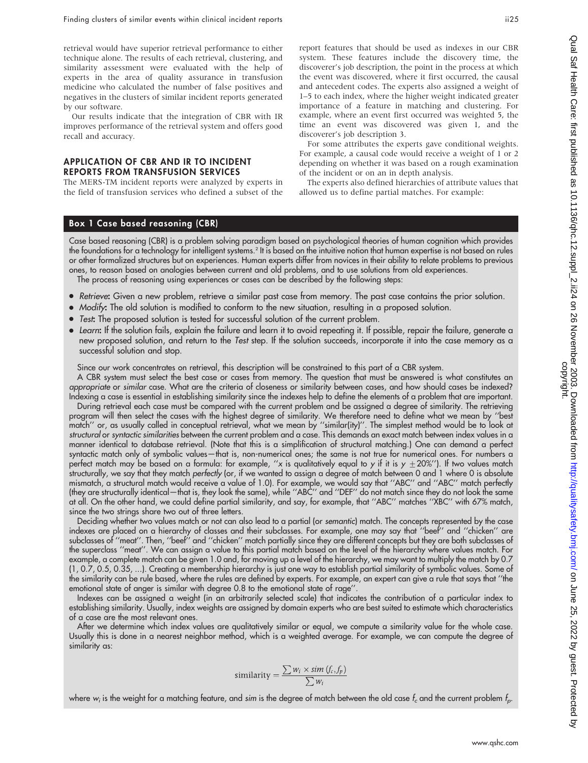retrieval would have superior retrieval performance to either technique alone. The results of each retrieval, clustering, and similarity assessment were evaluated with the help of experts in the area of quality assurance in transfusion medicine who calculated the number of false positives and negatives in the clusters of similar incident reports generated by our software.

Our results indicate that the integration of CBR with IR improves performance of the retrieval system and offers good recall and accuracy.

## APPLICATION OF CBR AND IR TO INCIDENT REPORTS FROM TRANSFUSION SERVICES

The MERS-TM incident reports were analyzed by experts in the field of transfusion services who defined a subset of the report features that should be used as indexes in our CBR system. These features include the discovery time, the discoverer's job description, the point in the process at which the event was discovered, where it first occurred, the causal and antecedent codes. The experts also assigned a weight of 1–5 to each index, where the higher weight indicated greater importance of a feature in matching and clustering. For example, where an event first occurred was weighted 5, the time an event was discovered was given 1, and the discoverer's job description 3.

For some attributes the experts gave conditional weights. For example, a causal code would receive a weight of 1 or 2 depending on whether it was based on a rough examination of the incident or on an in depth analysis.

The experts also defined hierarchies of attribute values that allowed us to define partial matches. For example:

### Box 1 Case based reasoning (CBR)

Case based reasoning (CBR) is a problem solving paradigm based on psychological theories of human cognition which provides the foundations for a technology for intelligent systems.[2] It is based on the intuitive notion that human expertise is not based on rules or other formalized structures but on experiences. Human experts differ from novices in their ability to relate problems to previous ones, to reason based on analogies between current and old problems, and to use solutions from old experiences.

The process of reasoning using experiences or cases can be described by the following steps:

- *Retrieve*: Given a new problem, retrieve a similar past case from memory. The past case contains the prior solution.
- *Modify*: The old solution is modified to conform to the new situation, resulting in a proposed solution.
- *Test*: The proposed solution is tested for successful solution of the current problem.
- *Learn*: If the solution fails, explain the failure and learn it to avoid repeating it. If possible, repair the failure, generate a new proposed solution, and return to the *Test* step. If the solution succeeds, incorporate it into the case memory as a successful solution and stop.

Since our work concentrates on retrieval, this description will be constrained to this part of a CBR system.

A CBR system must select the best case or cases from memory. The question that must be answered is what constitutes an *appropriate* or *similar* case. What are the criteria of closeness or similarity between cases, and how should cases be indexed? Indexing a case is essential in establishing similarity since the indexes help to define the elements of a problem that are important.

During retrieval each case must be compared with the current problem and be assigned a degree of similarity. The retrieving program will then select the cases with the highest degree of similarity. We therefore need to define what we mean by ''best match'' or, as usually called in conceptual retrieval, what we mean by ''similar(ity)''. The simplest method would be to look at *structural* or *syntactic similarities* between the current problem and a case. This demands an exact match between index values in a manner identical to database retrieval. (Note that this is a simplification of structural matching.) One can demand a perfect syntactic match only of symbolic values—that is, non-numerical ones; the same is not true for numerical ones. For numbers a perfect match may be based on a formula: for example, ''$x$ is qualitatively equal to $y$ if it is $y \pm 20\%$''). If two values match structurally, we say that they match *perfectly* (or, if we wanted to assign a degree of match between 0 and 1 where 0 is absolute mismatch, a structural match would receive a value of 1.0). For example, we would say that ''ABC'' and ''ABC'' match perfectly (they are structurally identical—that is, they look the same), while ''ABC'' and ''DEF'' do not match since they do not look the same at all. On the other hand, we could define partial similarity, and say, for example, that ''ABC'' matches ''XBC'' with 67% match, since the two strings share two out of three letters.

Deciding whether two values match or not can also lead to a partial (or *semantic*) match. The concepts represented by the case indexes are placed on a hierarchy of classes and their subclasses. For example, one may say that ''beef'' and ''chicken'' are subclasses of ''meat''. Then, ''beef'' and ''chicken'' match partially since they are different concepts but they are both subclasses of the superclass ''meat''. We can assign a value to this partial match based on the level of the hierarchy where values match. For example, a complete match can be given 1.0 and, for moving up a level of the hierarchy, we may want to multiply the match by 0.7 (1, 0.7, 0.5, 0.35, ...). Creating a membership hierarchy is just one way to establish partial similarity of symbolic values. Some of the similarity can be rule based, where the rules are defined by experts. For example, an expert can give a rule that says that ''the emotional state of anger is similar with degree 0.8 to the emotional state of rage''.

Indexes can be assigned a weight (in an arbitrarily selected scale) that indicates the contribution of a particular index to establishing similarity. Usually, index weights are assigned by domain experts who are best suited to estimate which characteristics of a case are the most relevant ones.

After we determine which index values are qualitatively similar or equal, we compute a similarity value for the whole case. Usually this is done in a nearest neighbor method, which is a weighted average. For example, we can compute the degree of similarity as:

$$\text{similarity} = \frac{\sum w_i \times sim\,(f_c, f_p)}{\sum w_i}$$

where $w_i$ is the weight for a matching feature, and $sim$ is the degree of match between the old case $f_c$ and the current problem $f_p$.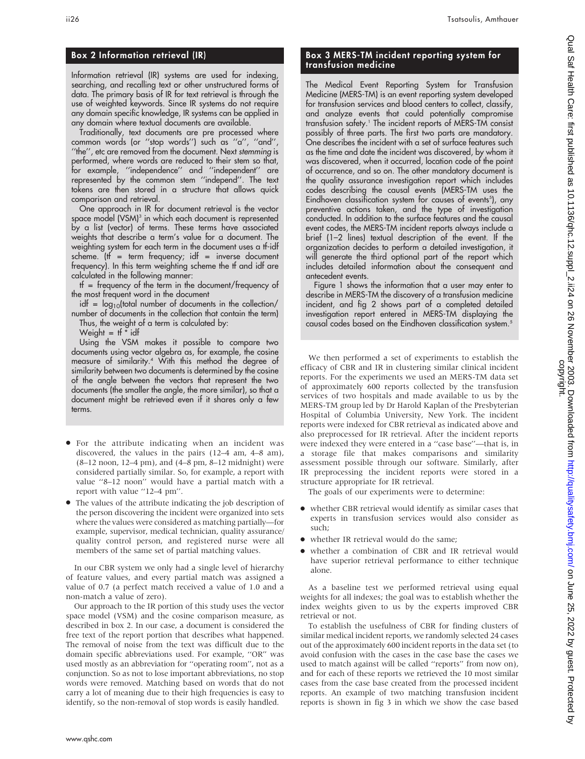## Box 2 Information retrieval (IR)

Information retrieval (IR) systems are used for indexing, searching, and recalling text or other unstructured forms of data. The primary basis of IR for text retrieval is through the use of weighted keywords. Since IR systems do not require any domain specific knowledge, IR systems can be applied in any domain where textual documents are available.

Traditionally, text documents are pre processed where common words (or ''stop words'') such as ''a'', ''and'', ''the'', etc are removed from the document. Next *stemming* is performed, where words are reduced to their stem so that, for example, ''independence'' and ''independent'' are represented by the common stem ''independ''. The text tokens are then stored in a structure that allows quick comparison and retrieval.

One approach in IR for document retrieval is the vector space model (VSM)[3] in which each document is represented by a list (vector) of terms. These terms have associated weights that describe a term's value for a document. The weighting system for each term in the document uses a tf-idf scheme. (tf = term frequency; idf = inverse document frequency). In this term weighting scheme the tf and idf are calculated in the following manner:

tf = frequency of the term in the document/frequency of the most frequent word in the document

idf = $\log_{10}$(total number of documents in the collection/number of documents in the collection that contain the term)

Thus, the weight of a term is calculated by:

Weight = tf * idf

Using the VSM makes it possible to compare two documents using vector algebra as, for example, the cosine measure of similarity.[4] With this method the degree of similarity between two documents is determined by the cosine of the angle between the vectors that represent the two documents (the smaller the angle, the more similar), so that a document might be retrieved even if it shares only a few terms.

- For the attribute indicating when an incident was discovered, the values in the pairs (12–4 am, 4–8 am), (8–12 noon, 12–4 pm), and (4–8 pm, 8–12 midnight) were considered partially similar. So, for example, a report with value ''8–12 noon'' would have a partial match with a report with value ''12–4 pm''.
- The values of the attribute indicating the job description of the person discovering the incident were organized into sets where the values were considered as matching partially—for example, supervisor, medical technician, quality assurance/quality control person, and registered nurse were all members of the same set of partial matching values.

In our CBR system we only had a single level of hierarchy of feature values, and every partial match was assigned a value of 0.7 (a perfect match received a value of 1.0 and a non-match a value of zero).

Our approach to the IR portion of this study uses the vector space model (VSM) and the cosine comparison measure, as described in box 2. In our case, a document is considered the free text of the report portion that describes what happened. The removal of noise from the text was difficult due to the domain specific abbreviations used. For example, ''OR'' was used mostly as an abbreviation for ''operating room'', not as a conjunction. So as not to lose important abbreviations, no stop words were removed. Matching based on words that do not carry a lot of meaning due to their high frequencies is easy to identify, so the non-removal of stop words is easily handled.

## Box 3 MERS-TM incident reporting system for transfusion medicine

The Medical Event Reporting System for Transfusion Medicine (MERS-TM) is an event reporting system developed for transfusion services and blood centers to collect, classify, and analyze events that could potentially compromise transfusion safety.[1] The incident reports of MERS-TM consist possibly of three parts. The first two parts are mandatory. One describes the incident with a set of surface features such as the time and date the incident was discovered, by whom it was discovered, when it occurred, location code of the point of occurrence, and so on. The other mandatory document is the quality assurance investigation report which includes codes describing the causal events (MERS-TM uses the Eindhoven classification system for causes of events[5]), any preventive actions taken, and the type of investigation conducted. In addition to the surface features and the causal event codes, the MERS-TM incident reports always include a brief (1–2 lines) textual description of the event. If the organization decides to perform a detailed investigation, it will generate the third optional part of the report which includes detailed information about the consequent and antecedent events.

Figure 1 shows the information that a user may enter to describe in MERS-TM the discovery of a transfusion medicine incident, and fig 2 shows part of a completed detailed investigation report entered in MERS-TM displaying the causal codes based on the Eindhoven classification system.[5]

We then performed a set of experiments to establish the efficacy of CBR and IR in clustering similar clinical incident reports. For the experiments we used an MERS-TM data set of approximately 600 reports collected by the transfusion services of two hospitals and made available to us by the MERS-TM group led by Dr Harold Kaplan of the Presbyterian Hospital of Columbia University, New York. The incident reports were indexed for CBR retrieval as indicated above and also preprocessed for IR retrieval. After the incident reports were indexed they were entered in a ''case base''—that is, in a storage file that makes comparisons and similarity assessment possible through our software. Similarly, after IR preprocessing the incident reports were stored in a structure appropriate for IR retrieval.

The goals of our experiments were to determine:

- whether CBR retrieval would identify as similar cases that experts in transfusion services would also consider as such;
- whether IR retrieval would do the same;
- whether a combination of CBR and IR retrieval would have superior retrieval performance to either technique alone.

As a baseline test we performed retrieval using equal weights for all indexes; the goal was to establish whether the index weights given to us by the experts improved CBR retrieval or not.

To establish the usefulness of CBR for finding clusters of similar medical incident reports, we randomly selected 24 cases out of the approximately 600 incident reports in the data set (to avoid confusion with the cases in the case base the cases we used to match against will be called ''reports'' from now on), and for each of these reports we retrieved the 10 most similar cases from the case base created from the processed incident reports. An example of two matching transfusion incident reports is shown in fig 3 in which we show the case based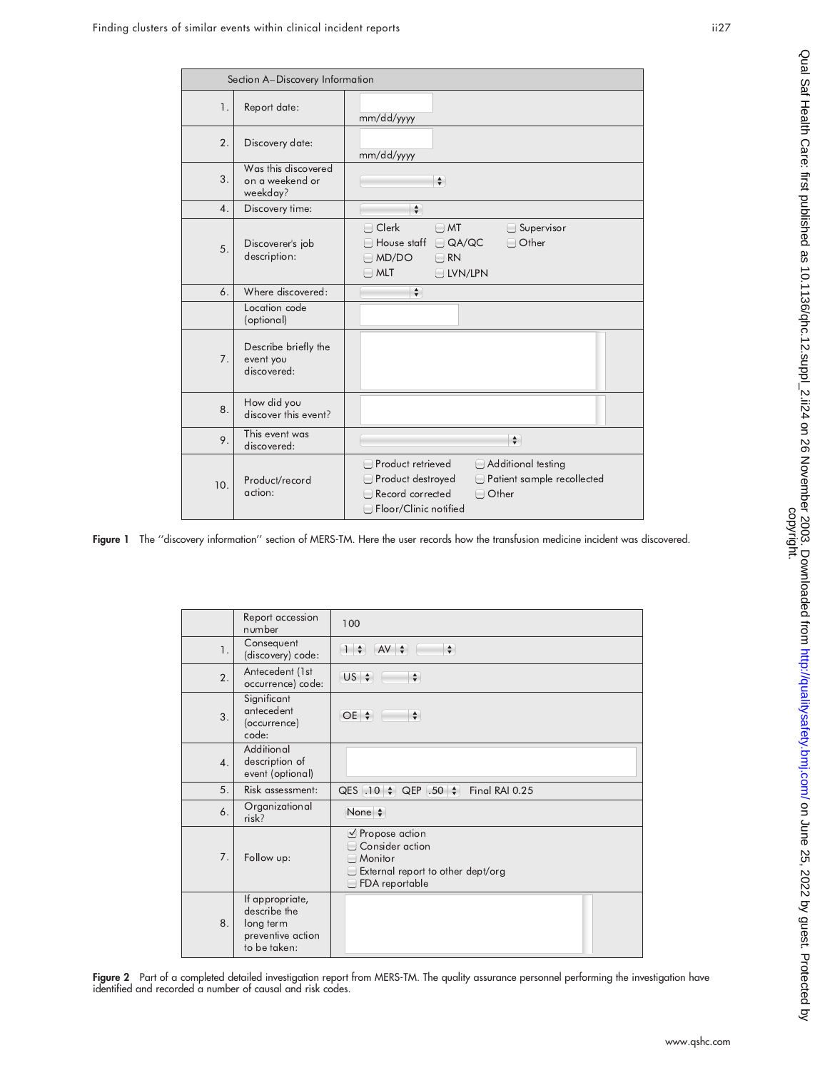| Section A–Discovery Information | | |
|---|---|---|
| 1. | Report date: | mm/dd/yyyy |
| 2. | Discovery date: | mm/dd/yyyy |
| 3. | Was this discovered on a weekend or weekday? | |
| 4. | Discovery time: | |
| 5. | Discoverer's job description: | ☐ Clerk ☐ MT ☐ Supervisor ☐ House staff ☐ QA/QC ☐ Other ☐ MD/DO ☐ RN ☐ MLT ☐ LVN/LPN |
| 6. | Where discovered: | |
| | Location code (optional) | |
| 7. | Describe briefly the event you discovered: | |
| 8. | How did you discover this event? | |
| 9. | This event was discovered: | |
| 10. | Product/record action: | ☐ Product retrieved ☐ Additional testing ☐ Product destroyed ☐ Patient sample recollected ☐ Record corrected ☐ Other ☐ Floor/Clinic notified |

**Figure 1** The ''discovery information'' section of MERS-TM. Here the user records how the transfusion medicine incident was discovered.

| | | |
|---|---|---|
| | Report accession number | 100 |
| 1. | Consequent (discovery) code: | 1 AV |
| 2. | Antecedent (1st occurrence) code: | US |
| 3. | Significant antecedent (occurrence) code: | OE |
| 4. | Additional description of event (optional) | |
| 5. | Risk assessment: | QES .10 QEP .50 Final RAI 0.25 |
| 6. | Organizational risk? | None |
| 7. | Follow up: | ☑ Propose action ☐ Consider action ☐ Monitor ☐ External report to other dept/org ☐ FDA reportable |
| 8. | If appropriate, describe the long term preventive action to be taken: | |

**Figure 2** Part of a completed detailed investigation report from MERS-TM. The quality assurance personnel performing the investigation have identified and recorded a number of causal and risk codes.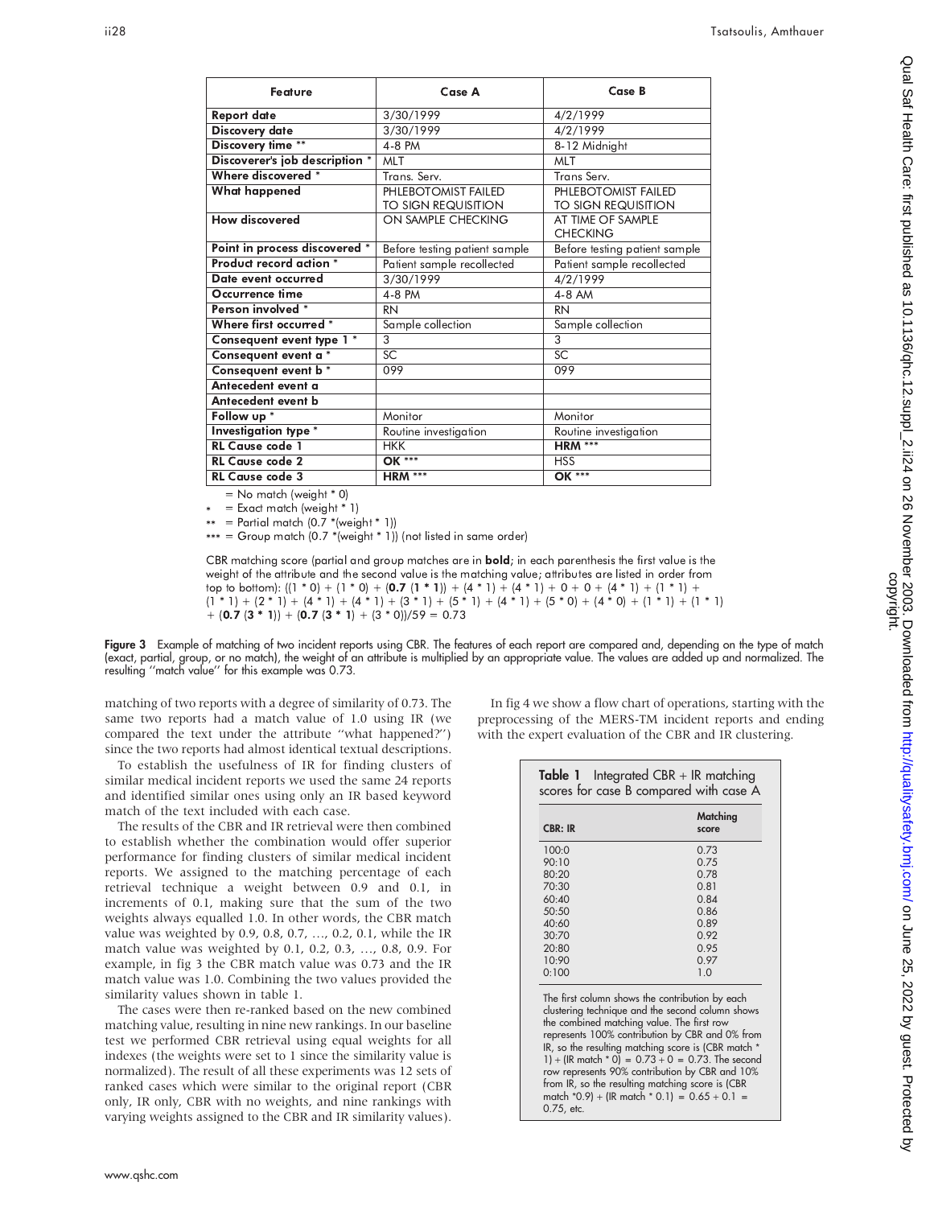| Feature | Case A | Case B |
|---|---|---|
| Report date | 3/30/1999 | 4/2/1999 |
| Discovery date | 3/30/1999 | 4/2/1999 |
| Discovery time ** | 4-8 PM | 8-12 Midnight |
| Discoverer's job description * | MLT | MLT |
| Where discovered * | Trans. Serv. | Trans Serv. |
| What happened | PHLEBOTOMIST FAILED TO SIGN REQUISITION | PHLEBOTOMIST FAILED TO SIGN REQUISITION |
| How discovered | ON SAMPLE CHECKING | AT TIME OF SAMPLE CHECKING |
| Point in process discovered * | Before testing patient sample | Before testing patient sample |
| Product record action * | Patient sample recollected | Patient sample recollected |
| Date event occurred | 3/30/1999 | 4/2/1999 |
| Occurrence time | 4-8 PM | 4-8 AM |
| Person involved * | RN | RN |
| Where first occurred * | Sample collection | Sample collection |
| Consequent event type 1 * | 3 | 3 |
| Consequent event a * | SC | SC |
| Consequent event b * | 099 | 099 |
| Antecedent event a | | |
| Antecedent event b | | |
| Follow up * | Monitor | Monitor |
| Investigation type * | Routine investigation | Routine investigation |
| RL Cause code 1 | HKK | **HRM** *** |
| RL Cause code 2 | **OK** *** | HSS |
| RL Cause code 3 | **HRM** *** | **OK** *** |

= No match (weight * 0)
* = Exact match (weight * 1)
** = Partial match (0.7 *(weight * 1))
*** = Group match (0.7 *(weight * 1)) (not listed in same order)

CBR matching score (partial and group matches are in **bold**; in each parenthesis the first value is the weight of the attribute and the second value is the matching value; attributes are listed in order from top to bottom): ((1 * 0) + (1 * 0) + (**0.7 (1 * 1)**) + (4 * 1) + (4 * 1) + 0 + 0 + (4 * 1) + (1 * 1) + (1 * 1) + (2 * 1) + (4 * 1) + (4 * 1) + (3 * 1) + (5 * 1) + (4 * 1) + (5 * 0) + (4 * 0) + (1 * 1) + (1 * 1) + (**0.7 (3 * 1)**) + (**0.7 (3 * 1)**) + (3 * 0))/59 = 0.73

**Figure 3** Example of matching of two incident reports using CBR. The features of each report are compared and, depending on the type of match (exact, partial, group, or no match), the weight of an attribute is multiplied by an appropriate value. The values are added up and normalized. The resulting "match value" for this example was 0.73.

matching of two reports with a degree of similarity of 0.73. The same two reports had a match value of 1.0 using IR (we compared the text under the attribute "what happened?") since the two reports had almost identical textual descriptions.

To establish the usefulness of IR for finding clusters of similar medical incident reports we used the same 24 reports and identified similar ones using only an IR based keyword match of the text included with each case.

The results of the CBR and IR retrieval were then combined to establish whether the combination would offer superior performance for finding clusters of similar medical incident reports. We assigned to the matching percentage of each retrieval technique a weight between 0.9 and 0.1, in increments of 0.1, making sure that the sum of the two weights always equalled 1.0. In other words, the CBR match value was weighted by 0.9, 0.8, 0.7, …, 0.2, 0.1, while the IR match value was weighted by 0.1, 0.2, 0.3, …, 0.8, 0.9. For example, in fig 3 the CBR match value was 0.73 and the IR match value was 1.0. Combining the two values provided the similarity values shown in table 1.

The cases were then re-ranked based on the new combined matching value, resulting in nine new rankings. In our baseline test we performed CBR retrieval using equal weights for all indexes (the weights were set to 1 since the similarity value is normalized). The result of all these experiments was 12 sets of ranked cases which were similar to the original report (CBR only, IR only, CBR with no weights, and nine rankings with varying weights assigned to the CBR and IR similarity values).

In fig 4 we show a flow chart of operations, starting with the preprocessing of the MERS-TM incident reports and ending with the expert evaluation of the CBR and IR clustering.

**Table 1** Integrated CBR + IR matching scores for case B compared with case A

| CBR: IR | Matching score |
|---|---|
| 100:0 | 0.73 |
| 90:10 | 0.75 |
| 80:20 | 0.78 |
| 70:30 | 0.81 |
| 60:40 | 0.84 |
| 50:50 | 0.86 |
| 40:60 | 0.89 |
| 30:70 | 0.92 |
| 20:80 | 0.95 |
| 10:90 | 0.97 |
| 0:100 | 1.0 |

The first column shows the contribution by each clustering technique and the second column shows the combined matching value. The first row represents 100% contribution by CBR and 0% from IR, so the resulting matching score is (CBR match * 1) + (IR match * 0) = 0.73 + 0 = 0.73. The second row represents 90% contribution by CBR and 10% from IR, so the resulting matching score is (CBR match *0.9) + (IR match * 0.1) = 0.65 + 0.1 = 0.75, etc.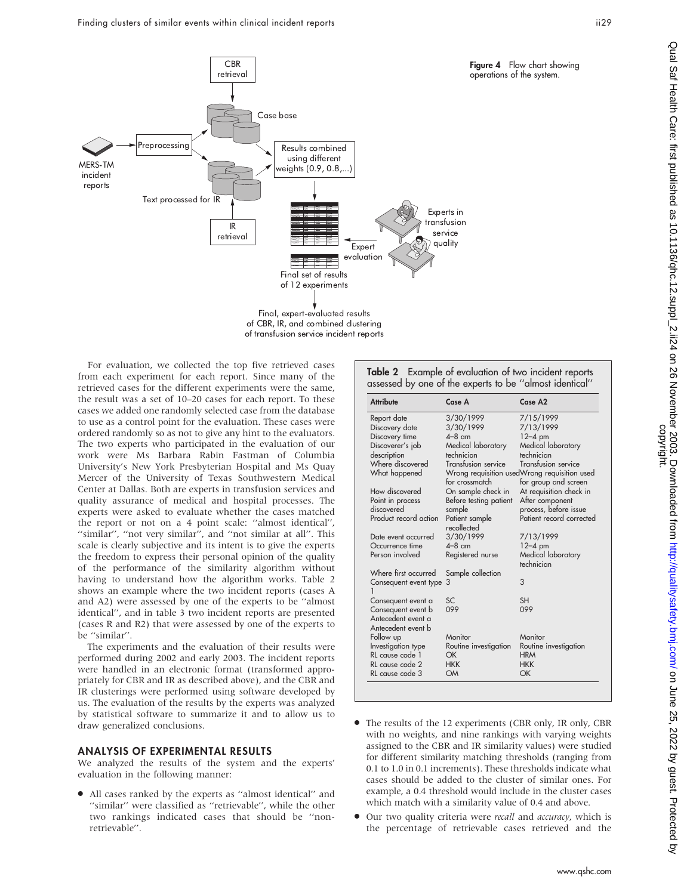Figure 4 Flow chart showing operations of the system.

For evaluation, we collected the top five retrieved cases from each experiment for each report. Since many of the retrieved cases for the different experiments were the same, the result was a set of 10–20 cases for each report. To these cases we added one randomly selected case from the database to use as a control point for the evaluation. These cases were ordered randomly so as not to give any hint to the evaluators. The two experts who participated in the evaluation of our work were Ms Barbara Rabin Fastman of Columbia University's New York Presbyterian Hospital and Ms Quay Mercer of the University of Texas Southwestern Medical Center at Dallas. Both are experts in transfusion services and quality assurance of medical and hospital processes. The experts were asked to evaluate whether the cases matched the report or not on a 4 point scale: "almost identical", "similar", "not very similar", and "not similar at all". This scale is clearly subjective and its intent is to give the experts the freedom to express their personal opinion of the quality of the performance of the similarity algorithm without having to understand how the algorithm works. Table 2 shows an example where the two incident reports (cases A and A2) were assessed by one of the experts to be "almost identical", and in table 3 two incident reports are presented (cases R and R2) that were assessed by one of the experts to be "similar".

The experiments and the evaluation of their results were performed during 2002 and early 2003. The incident reports were handled in an electronic format (transformed appropriately for CBR and IR as described above), and the CBR and IR clusterings were performed using software developed by us. The evaluation of the results by the experts was analyzed by statistical software to summarize it and to allow us to draw generalized conclusions.

**Table 2** Example of evaluation of two incident reports assessed by one of the experts to be "almost identical"

| Attribute | Case A | Case A2 |
|---|---|---|
| Report date | 3/30/1999 | 7/15/1999 |
| Discovery date | 3/30/1999 | 7/13/1999 |
| Discovery time | 4–8 am | 12–4 pm |
| Discoverer's job description | Medical laboratory technician | Medical laboratory technician |
| Where discovered | Transfusion service | Transfusion service |
| What happened | Wrong requisition used for crossmatch | Wrong requisition used for group and screen |
| How discovered | On sample check in | At requisition check in |
| Point in process discovered | Before testing patient sample | After component process, before issue |
| Product record action | Patient sample recollected | Patient record corrected |
| Date event occurred | 3/30/1999 | 7/13/1999 |
| Occurrence time | 4–8 am | 12–4 pm |
| Person involved | Registered nurse | Medical laboratory technician |
| Where first occurred | Sample collection | |
| Consequent event type 1 | 3 | 3 |
| Consequent event a | SC | SH |
| Consequent event b | 099 | 099 |
| Antecedent event a | | |
| Antecedent event b | | |
| Follow up | Monitor | Monitor |
| Investigation type | Routine investigation | Routine investigation |
| RL cause code 1 | OK | HRM |
| RL cause code 2 | HKK | HKK |
| RL cause code 3 | OM | OK |

## ANALYSIS OF EXPERIMENTAL RESULTS

We analyzed the results of the system and the experts' evaluation in the following manner:

- All cases ranked by the experts as "almost identical" and "similar" were classified as "retrievable", while the other two rankings indicated cases that should be "non-retrievable".
- The results of the 12 experiments (CBR only, IR only, CBR with no weights, and nine rankings with varying weights assigned to the CBR and IR similarity values) were studied for different similarity matching thresholds (ranging from 0.1 to 1.0 in 0.1 increments). These thresholds indicate what cases should be added to the cluster of similar ones. For example, a 0.4 threshold would include in the cluster cases which match with a similarity value of 0.4 and above.
- Our two quality criteria were *recall* and *accuracy*, which is the percentage of retrievable cases retrieved and the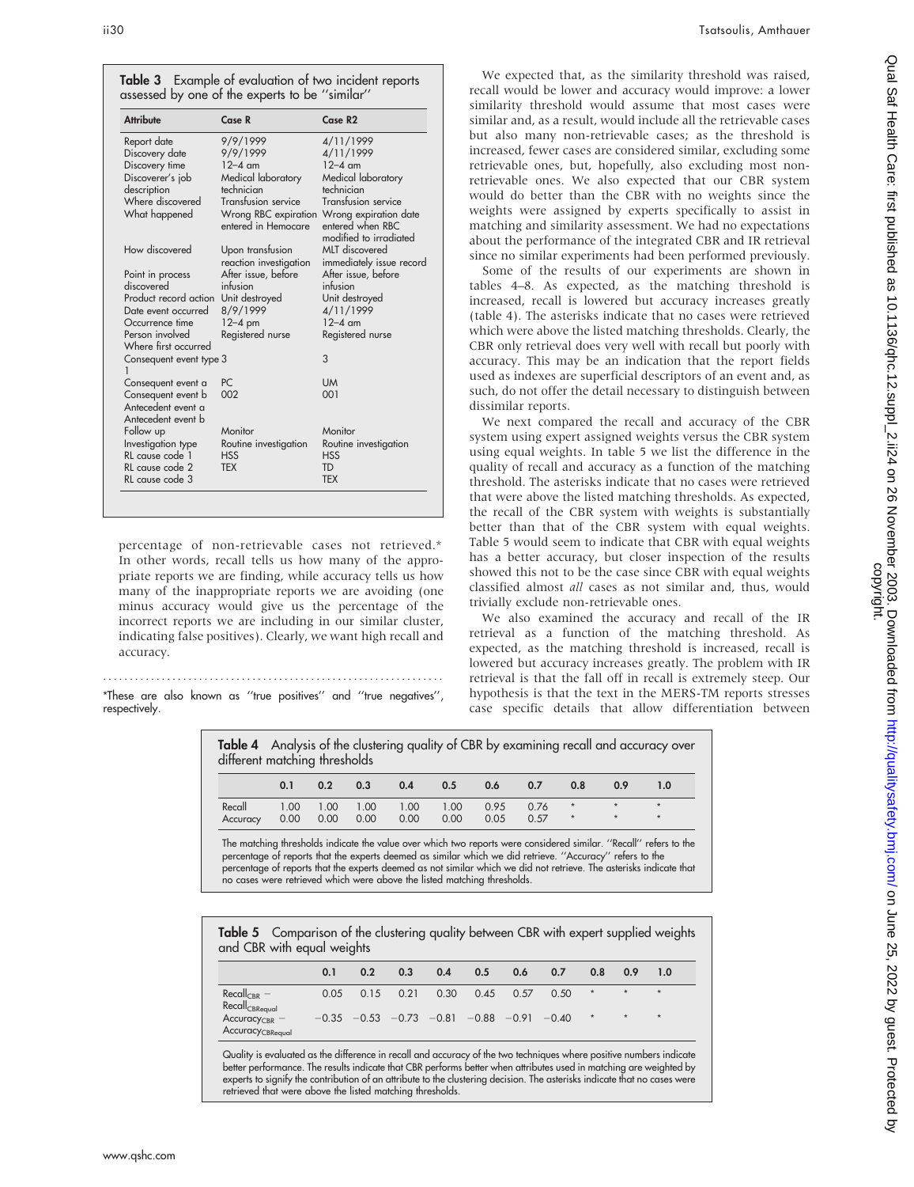**Table 3** Example of evaluation of two incident reports assessed by one of the experts to be "similar"

| Attribute | Case R | Case R2 |
|---|---|---|
| Report date | 9/9/1999 | 4/11/1999 |
| Discovery date | 9/9/1999 | 4/11/1999 |
| Discovery time | 12–4 am | 12–4 am |
| Discoverer's job description | Medical laboratory technician | Medical laboratory technician |
| Where discovered | Transfusion service | Transfusion service |
| What happened | Wrong RBC expiration entered in Hemocare | Wrong expiration date entered when RBC modified to irradiated |
| How discovered | Upon transfusion reaction investigation | MLT discovered immediately issue record |
| Point in process discovered | After issue, before infusion | After issue, before infusion |
| Product record action | Unit destroyed | Unit destroyed |
| Date event occurred | 8/9/1999 | 4/11/1999 |
| Occurrence time | 12–4 pm | 12–4 am |
| Person involved | Registered nurse | Registered nurse |
| Where first occurred | | |
| Consequent event type 1 | 3 | 3 |
| Consequent event a | PC | UM |
| Consequent event b | 002 | 001 |
| Antecedent event a | | |
| Antecedent event b | | |
| Follow up | Monitor | Monitor |
| Investigation type | Routine investigation | Routine investigation |
| RL cause code 1 | HSS | HSS |
| RL cause code 2 | TEX | TD |
| RL cause code 3 | | TEX |

percentage of non-retrievable cases not retrieved.* In other words, recall tells us how many of the appropriate reports we are finding, while accuracy tells us how many of the inappropriate reports we are avoiding (one minus accuracy would give us the percentage of the incorrect reports we are including in our similar cluster, indicating false positives). Clearly, we want high recall and accuracy.

*These are also known as "true positives" and "true negatives", respectively.

We expected that, as the similarity threshold was raised, recall would be lower and accuracy would improve: a lower similarity threshold would assume that most cases were similar and, as a result, would include all the retrievable cases but also many non-retrievable cases; as the threshold is increased, fewer cases are considered similar, excluding some retrievable ones, but, hopefully, also excluding most non-retrievable ones. We also expected that our CBR system would do better than the CBR with no weights since the weights were assigned by experts specifically to assist in matching and similarity assessment. We had no expectations about the performance of the integrated CBR and IR retrieval since no similar experiments had been performed previously.

Some of the results of our experiments are shown in tables 4–8. As expected, as the matching threshold is increased, recall is lowered but accuracy increases greatly (table 4). The asterisks indicate that no cases were retrieved which were above the listed matching thresholds. Clearly, the CBR only retrieval does very well with recall but poorly with accuracy. This may be an indication that the report fields used as indexes are superficial descriptors of an event and, as such, do not offer the detail necessary to distinguish between dissimilar reports.

We next compared the recall and accuracy of the CBR system using expert assigned weights versus the CBR system using equal weights. In table 5 we list the difference in the quality of recall and accuracy as a function of the matching threshold. The asterisks indicate that no cases were retrieved that were above the listed matching thresholds. As expected, the recall of the CBR system with weights is substantially better than that of the CBR system with equal weights. Table 5 would seem to indicate that CBR with equal weights has a better accuracy, but closer inspection of the results showed this not to be the case since CBR with equal weights classified almost *all* cases as not similar and, thus, would trivially exclude non-retrievable ones.

We also examined the accuracy and recall of the IR retrieval as a function of the matching threshold. As expected, as the matching threshold is increased, recall is lowered but accuracy increases greatly. The problem with IR retrieval is that the fall off in recall is extremely steep. Our hypothesis is that the text in the MERS-TM reports stresses case specific details that allow differentiation between

**Table 4** Analysis of the clustering quality of CBR by examining recall and accuracy over different matching thresholds

| | 0.1 | 0.2 | 0.3 | 0.4 | 0.5 | 0.6 | 0.7 | 0.8 | 0.9 | 1.0 |
|---|---|---|---|---|---|---|---|---|---|---|
| Recall | 1.00 | 1.00 | 1.00 | 1.00 | 1.00 | 0.95 | 0.76 | * | * | * |
| Accuracy | 0.00 | 0.00 | 0.00 | 0.00 | 0.00 | 0.05 | 0.57 | * | * | * |

The matching thresholds indicate the value over which two reports were considered similar. "Recall" refers to the percentage of reports that the experts deemed as similar which we did retrieve. "Accuracy" refers to the percentage of reports that the experts deemed as not similar which we did not retrieve. The asterisks indicate that no cases were retrieved which were above the listed matching thresholds.

**Table 5** Comparison of the clustering quality between CBR with expert supplied weights and CBR with equal weights

| | 0.1 | 0.2 | 0.3 | 0.4 | 0.5 | 0.6 | 0.7 | 0.8 | 0.9 | 1.0 |
|---|---|---|---|---|---|---|---|---|---|---|
| $Recall_{CBR} - Recall_{CBRequal}$ | 0.05 | 0.15 | 0.21 | 0.30 | 0.45 | 0.57 | 0.50 | * | * | * |
| $Accuracy_{CBR} - Accuracy_{CBRequal}$ | −0.35 | −0.53 | −0.73 | −0.81 | −0.88 | −0.91 | −0.40 | * | * | * |

Quality is evaluated as the difference in recall and accuracy of the two techniques where positive numbers indicate better performance. The results indicate that CBR performs better when attributes used in matching are weighted by experts to signify the contribution of an attribute to the clustering decision. The asterisks indicate that no cases were retrieved that were above the listed matching thresholds.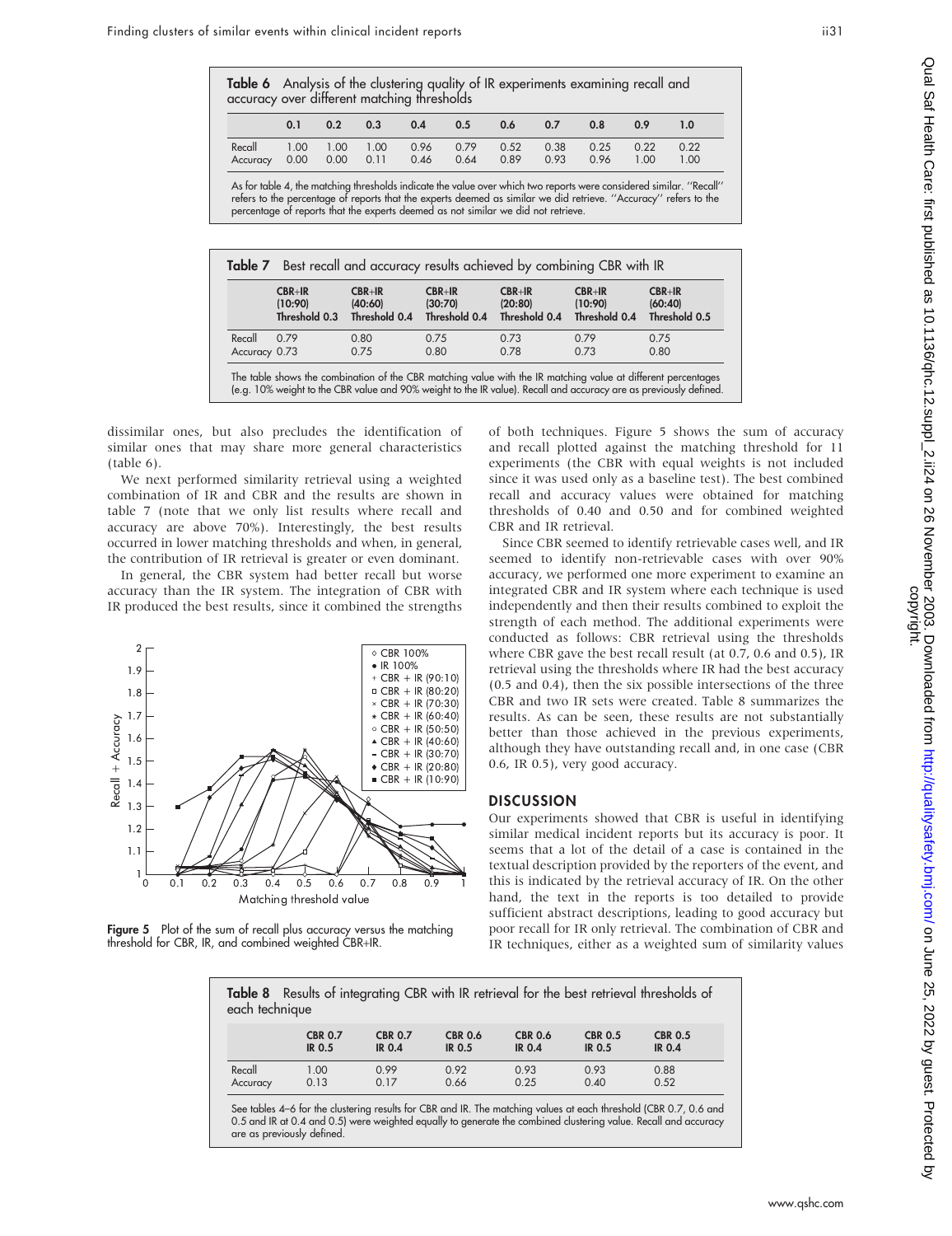**Table 6** Analysis of the clustering quality of IR experiments examining recall and accuracy over different matching thresholds

| | 0.1 | 0.2 | 0.3 | 0.4 | 0.5 | 0.6 | 0.7 | 0.8 | 0.9 | 1.0 |
|---|---|---|---|---|---|---|---|---|---|---|
| Recall | 1.00 | 1.00 | 1.00 | 0.96 | 0.79 | 0.52 | 0.38 | 0.25 | 0.22 | 0.22 |
| Accuracy | 0.00 | 0.00 | 0.11 | 0.46 | 0.64 | 0.89 | 0.93 | 0.96 | 1.00 | 1.00 |

As for table 4, the matching thresholds indicate the value over which two reports were considered similar. "Recall" refers to the percentage of reports that the experts deemed as similar we did retrieve. "Accuracy" refers to the percentage of reports that the experts deemed as not similar we did not retrieve.

**Table 7** Best recall and accuracy results achieved by combining CBR with IR

| | CBR+IR (10:90) Threshold 0.3 | CBR+IR (40:60) Threshold 0.4 | CBR+IR (30:70) Threshold 0.4 | CBR+IR (20:80) Threshold 0.4 | CBR+IR (10:90) Threshold 0.4 | CBR+IR (60:40) Threshold 0.5 |
|---|---|---|---|---|---|---|
| Recall | 0.79 | 0.80 | 0.75 | 0.73 | 0.79 | 0.75 |
| Accuracy | 0.73 | 0.75 | 0.80 | 0.78 | 0.73 | 0.80 |

The table shows the combination of the CBR matching value with the IR matching value at different percentages (e.g. 10% weight to the CBR value and 90% weight to the IR value). Recall and accuracy are as previously defined.

dissimilar ones, but also precludes the identification of similar ones that may share more general characteristics (table 6).

We next performed similarity retrieval using a weighted combination of IR and CBR and the results are shown in table 7 (note that we only list results where recall and accuracy are above 70%). Interestingly, the best results occurred in lower matching thresholds and when, in general, the contribution of IR retrieval is greater or even dominant.

In general, the CBR system had better recall but worse accuracy than the IR system. The integration of CBR with IR produced the best results, since it combined the strengths of both techniques. Figure 5 shows the sum of accuracy and recall plotted against the matching threshold for 11 experiments (the CBR with equal weights is not included since it was used only as a baseline test). The best combined recall and accuracy values were obtained for matching thresholds of 0.40 and 0.50 and for combined weighted CBR and IR retrieval.

**Figure 5** Plot of the sum of recall plus accuracy versus the matching threshold for CBR, IR, and combined weighted CBR+IR.

Since CBR seemed to identify retrievable cases well, and IR seemed to identify non-retrievable cases with over 90% accuracy, we performed one more experiment to examine an integrated CBR and IR system where each technique is used independently and then their results combined to exploit the strength of each method. The additional experiments were conducted as follows: CBR retrieval using the thresholds where CBR gave the best recall result (at 0.7, 0.6 and 0.5), IR retrieval using the thresholds where IR had the best accuracy (0.5 and 0.4), then the six possible intersections of the three CBR and two IR sets were created. Table 8 summarizes the results. As can be seen, these results are not substantially better than those achieved in the previous experiments, although they have outstanding recall and, in one case (CBR 0.6, IR 0.5), very good accuracy.

## DISCUSSION

Our experiments showed that CBR is useful in identifying similar medical incident reports but its accuracy is poor. It seems that a lot of the detail of a case is contained in the textual description provided by the reporters of the event, and this is indicated by the retrieval accuracy of IR. On the other hand, the text in the reports is too detailed to provide sufficient abstract descriptions, leading to good accuracy but poor recall for IR only retrieval. The combination of CBR and IR techniques, either as a weighted sum of similarity values

**Table 8** Results of integrating CBR with IR retrieval for the best retrieval thresholds of each technique

| | CBR 0.7 IR 0.5 | CBR 0.7 IR 0.4 | CBR 0.6 IR 0.5 | CBR 0.6 IR 0.4 | CBR 0.5 IR 0.5 | CBR 0.5 IR 0.4 |
|---|---|---|---|---|---|---|
| Recall | 1.00 | 0.99 | 0.92 | 0.93 | 0.93 | 0.88 |
| Accuracy | 0.13 | 0.17 | 0.66 | 0.25 | 0.40 | 0.52 |

See tables 4–6 for the clustering results for CBR and IR. The matching values at each threshold (CBR 0.7, 0.6 and 0.5 and IR at 0.4 and 0.5) were weighted equally to generate the combined clustering value. Recall and accuracy are as previously defined.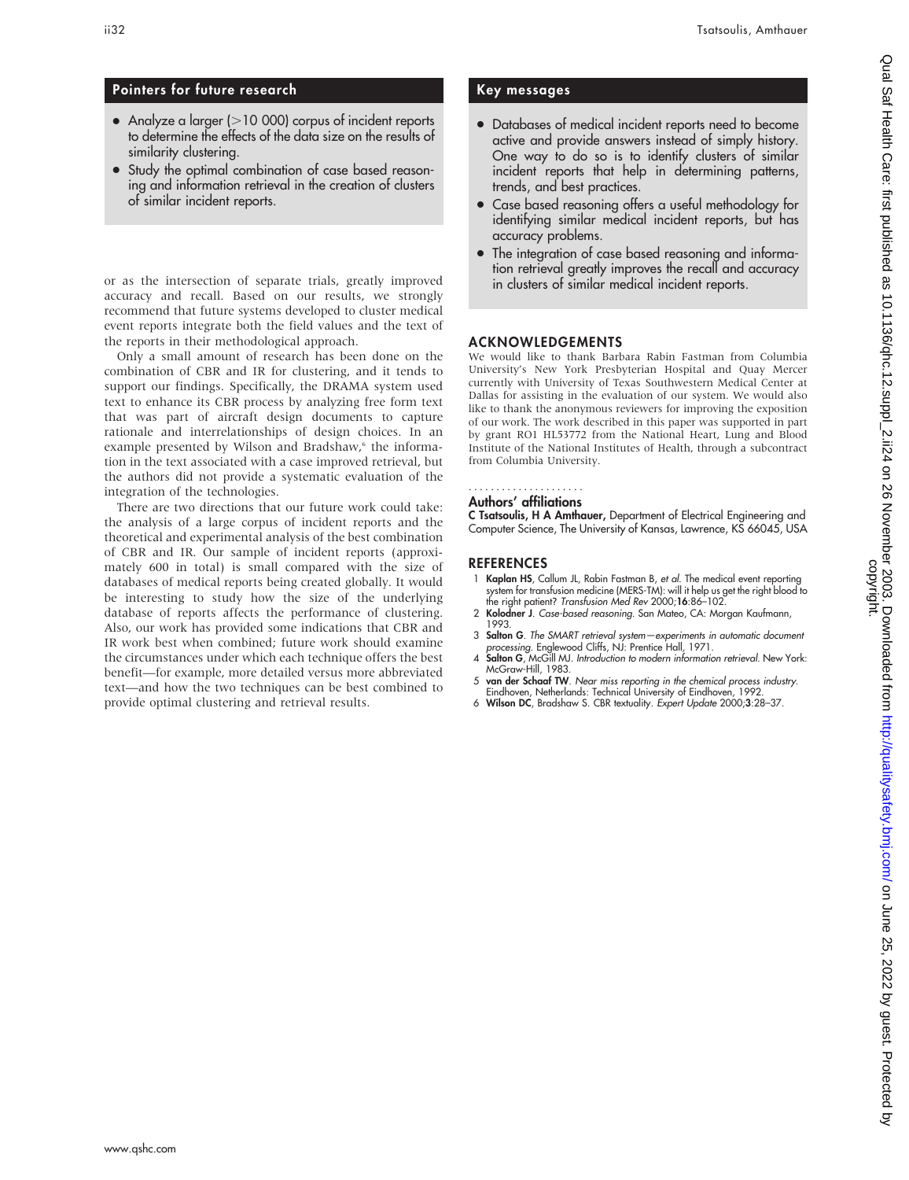## Pointers for future research

- Analyze a larger (>10 000) corpus of incident reports to determine the effects of the data size on the results of similarity clustering.
- Study the optimal combination of case based reasoning and information retrieval in the creation of clusters of similar incident reports.

or as the intersection of separate trials, greatly improved accuracy and recall. Based on our results, we strongly recommend that future systems developed to cluster medical event reports integrate both the field values and the text of the reports in their methodological approach.

Only a small amount of research has been done on the combination of CBR and IR for clustering, and it tends to support our findings. Specifically, the DRAMA system used text to enhance its CBR process by analyzing free form text that was part of aircraft design documents to capture rationale and interrelationships of design choices. In an example presented by Wilson and Bradshaw,[6] the information in the text associated with a case improved retrieval, but the authors did not provide a systematic evaluation of the integration of the technologies.

There are two directions that our future work could take: the analysis of a large corpus of incident reports and the theoretical and experimental analysis of the best combination of CBR and IR. Our sample of incident reports (approximately 600 in total) is small compared with the size of databases of medical reports being created globally. It would be interesting to study how the size of the underlying database of reports affects the performance of clustering. Also, our work has provided some indications that CBR and IR work best when combined; future work should examine the circumstances under which each technique offers the best benefit—for example, more detailed versus more abbreviated text—and how the two techniques can be best combined to provide optimal clustering and retrieval results.

## Key messages

- Databases of medical incident reports need to become active and provide answers instead of simply history. One way to do so is to identify clusters of similar incident reports that help in determining patterns, trends, and best practices.
- Case based reasoning offers a useful methodology for identifying similar medical incident reports, but has accuracy problems.
- The integration of case based reasoning and information retrieval greatly improves the recall and accuracy in clusters of similar medical incident reports.

## ACKNOWLEDGEMENTS

We would like to thank Barbara Rabin Fastman from Columbia University's New York Presbyterian Hospital and Quay Mercer currently with University of Texas Southwestern Medical Center at Dallas for assisting in the evaluation of our system. We would also like to thank the anonymous reviewers for improving the exposition of our work. The work described in this paper was supported in part by grant RO1 HL53772 from the National Heart, Lung and Blood Institute of the National Institutes of Health, through a subcontract from Columbia University.

### Authors' affiliations

**C Tsatsoulis, H A Amthauer,** Department of Electrical Engineering and Computer Science, The University of Kansas, Lawrence, KS 66045, USA

## REFERENCES

1. **Kaplan HS**, Callum JL, Rabin Fastman B, *et al*. The medical event reporting system for transfusion medicine (MERS-TM): will it help us get the right blood to the right patient? *Transfusion Med Rev* 2000;**16**:86–102.
2. **Kolodner J**. *Case-based reasoning*. San Mateo, CA: Morgan Kaufmann, 1993.
3. **Salton G**. *The SMART retrieval system—experiments in automatic document processing*. Englewood Cliffs, NJ: Prentice Hall, 1971.
4. **Salton G**, McGill MJ. *Introduction to modern information retrieval*. New York: McGraw-Hill, 1983.
5. **van der Schaaf TW**. *Near miss reporting in the chemical process industry*. Eindhoven, Netherlands: Technical University of Eindhoven, 1992.
6. **Wilson DC**, Bradshaw S. CBR textuality. *Expert Update* 2000;**3**:28–37.